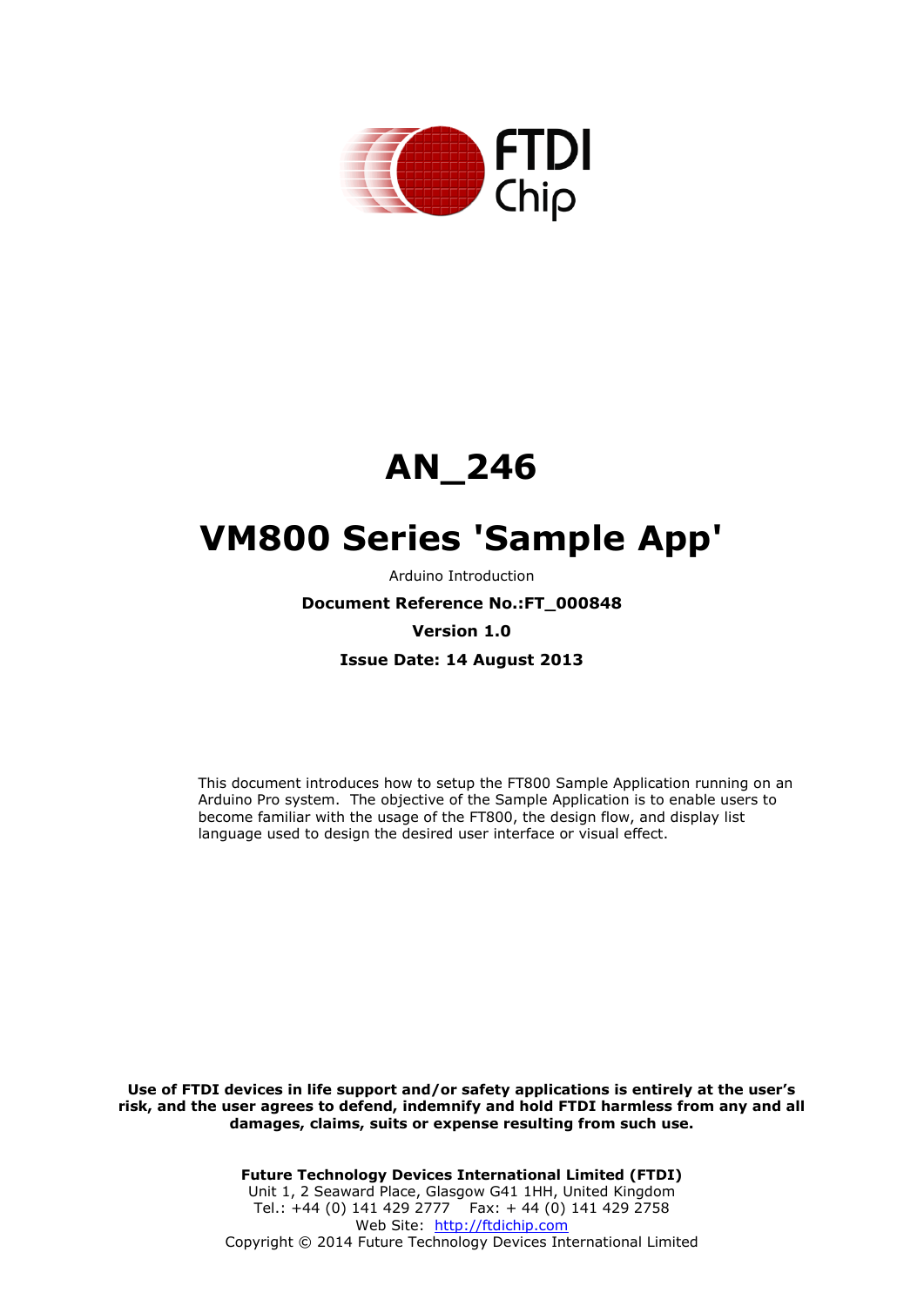# AN_246

# VM800 Series 'Sample App'

Arduino Introduction

**Document Reference No.:FT_000848**

**Version 1.0**

**Issue Date: 14 August 2013**

This document introduces how to setup the FT800 Sample Application running on an Arduino Pro system. The objective of the Sample Application is to enable users to become familiar with the usage of the FT800, the design flow, and display list language used to design the desired user interface or visual effect.

**Use of FTDI devices in life support and/or safety applications is entirely at the user's risk, and the user agrees to defend, indemnify and hold FTDI harmless from any and all damages, claims, suits or expense resulting from such use.**

**Future Technology Devices International Limited (FTDI)**
Unit 1, 2 Seaward Place, Glasgow G41 1HH, United Kingdom
Tel.: +44 (0) 141 429 2777 Fax: + 44 (0) 141 429 2758
Web Site: http://ftdichip.com
Copyright © 2014 Future Technology Devices International Limited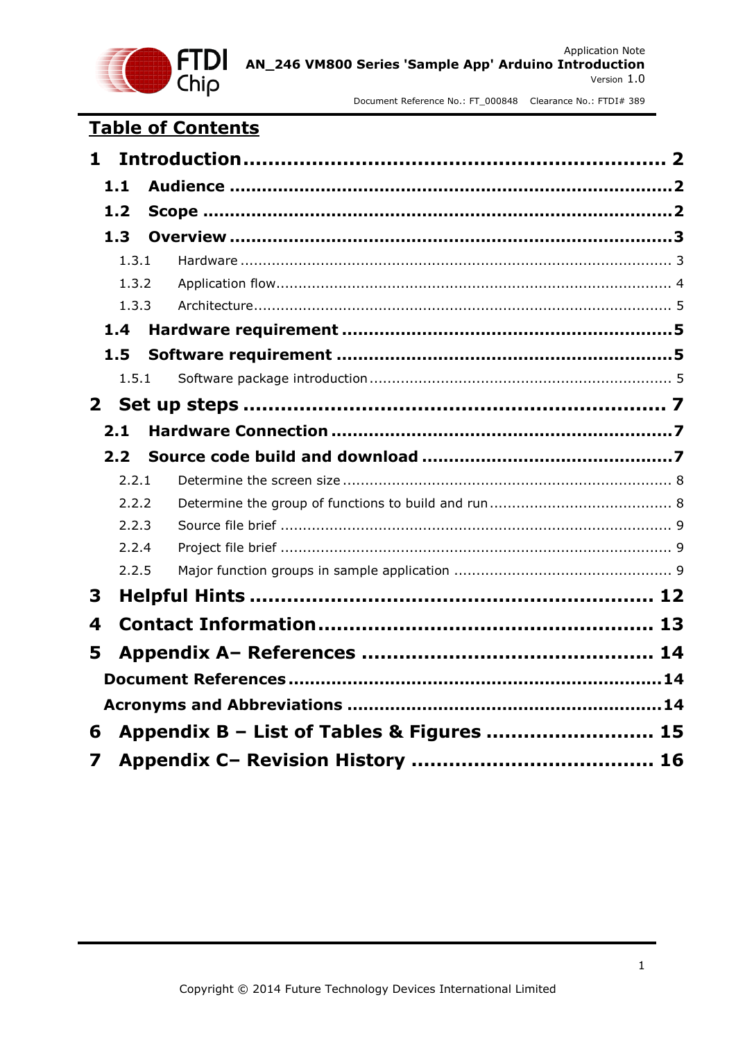# Table of Contents

**1 Introduction .......... 2**

**1.1 Audience .......... 2**

**1.2 Scope .......... 2**

**1.3 Overview .......... 3**

1.3.1 Hardware .......... 3

1.3.2 Application flow .......... 4

1.3.3 Architecture .......... 5

**1.4 Hardware requirement .......... 5**

**1.5 Software requirement .......... 5**

1.5.1 Software package introduction .......... 5

**2 Set up steps .......... 7**

**2.1 Hardware Connection .......... 7**

**2.2 Source code build and download .......... 7**

2.2.1 Determine the screen size .......... 8

2.2.2 Determine the group of functions to build and run .......... 8

2.2.3 Source file brief .......... 9

2.2.4 Project file brief .......... 9

2.2.5 Major function groups in sample application .......... 9

**3 Helpful Hints .......... 12**

**4 Contact Information .......... 13**

**5 Appendix A– References .......... 14**

**Document References .......... 14**

**Acronyms and Abbreviations .......... 14**

**6 Appendix B – List of Tables & Figures .......... 15**

**7 Appendix C– Revision History .......... 16**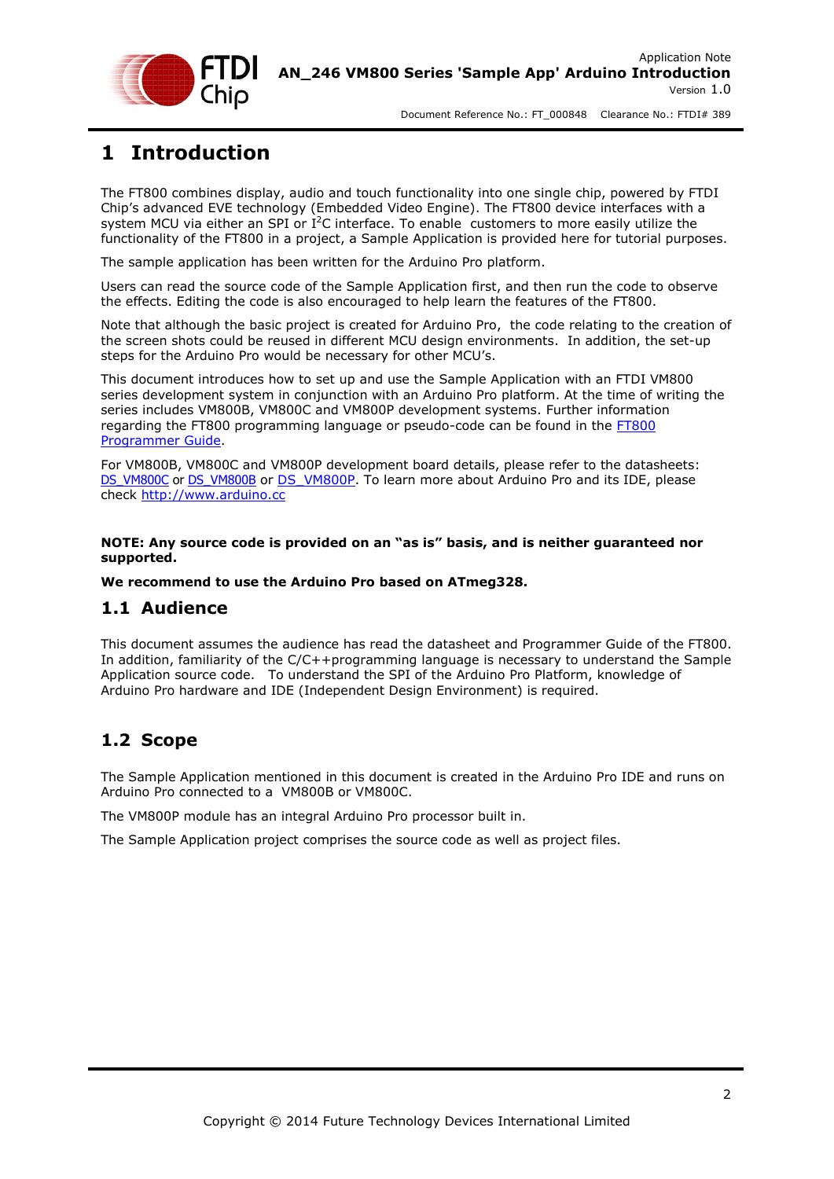# 1 Introduction

The FT800 combines display, audio and touch functionality into one single chip, powered by FTDI Chip's advanced EVE technology (Embedded Video Engine). The FT800 device interfaces with a system MCU via either an SPI or I$^2$C interface. To enable customers to more easily utilize the functionality of the FT800 in a project, a Sample Application is provided here for tutorial purposes.

The sample application has been written for the Arduino Pro platform.

Users can read the source code of the Sample Application first, and then run the code to observe the effects. Editing the code is also encouraged to help learn the features of the FT800.

Note that although the basic project is created for Arduino Pro, the code relating to the creation of the screen shots could be reused in different MCU design environments. In addition, the set-up steps for the Arduino Pro would be necessary for other MCU's.

This document introduces how to set up and use the Sample Application with an FTDI VM800 series development system in conjunction with an Arduino Pro platform. At the time of writing the series includes VM800B, VM800C and VM800P development systems. Further information regarding the FT800 programming language or pseudo-code can be found in the FT800 Programmer Guide.

For VM800B, VM800C and VM800P development board details, please refer to the datasheets: DS_VM800C or DS_VM800B or DS_VM800P. To learn more about Arduino Pro and its IDE, please check http://www.arduino.cc

**NOTE: Any source code is provided on an "as is" basis, and is neither guaranteed nor supported.**

**We recommend to use the Arduino Pro based on ATmeg328.**

## 1.1 Audience

This document assumes the audience has read the datasheet and Programmer Guide of the FT800. In addition, familiarity of the C/C++programming language is necessary to understand the Sample Application source code. To understand the SPI of the Arduino Pro Platform, knowledge of Arduino Pro hardware and IDE (Independent Design Environment) is required.

## 1.2 Scope

The Sample Application mentioned in this document is created in the Arduino Pro IDE and runs on Arduino Pro connected to a VM800B or VM800C.

The VM800P module has an integral Arduino Pro processor built in.

The Sample Application project comprises the source code as well as project files.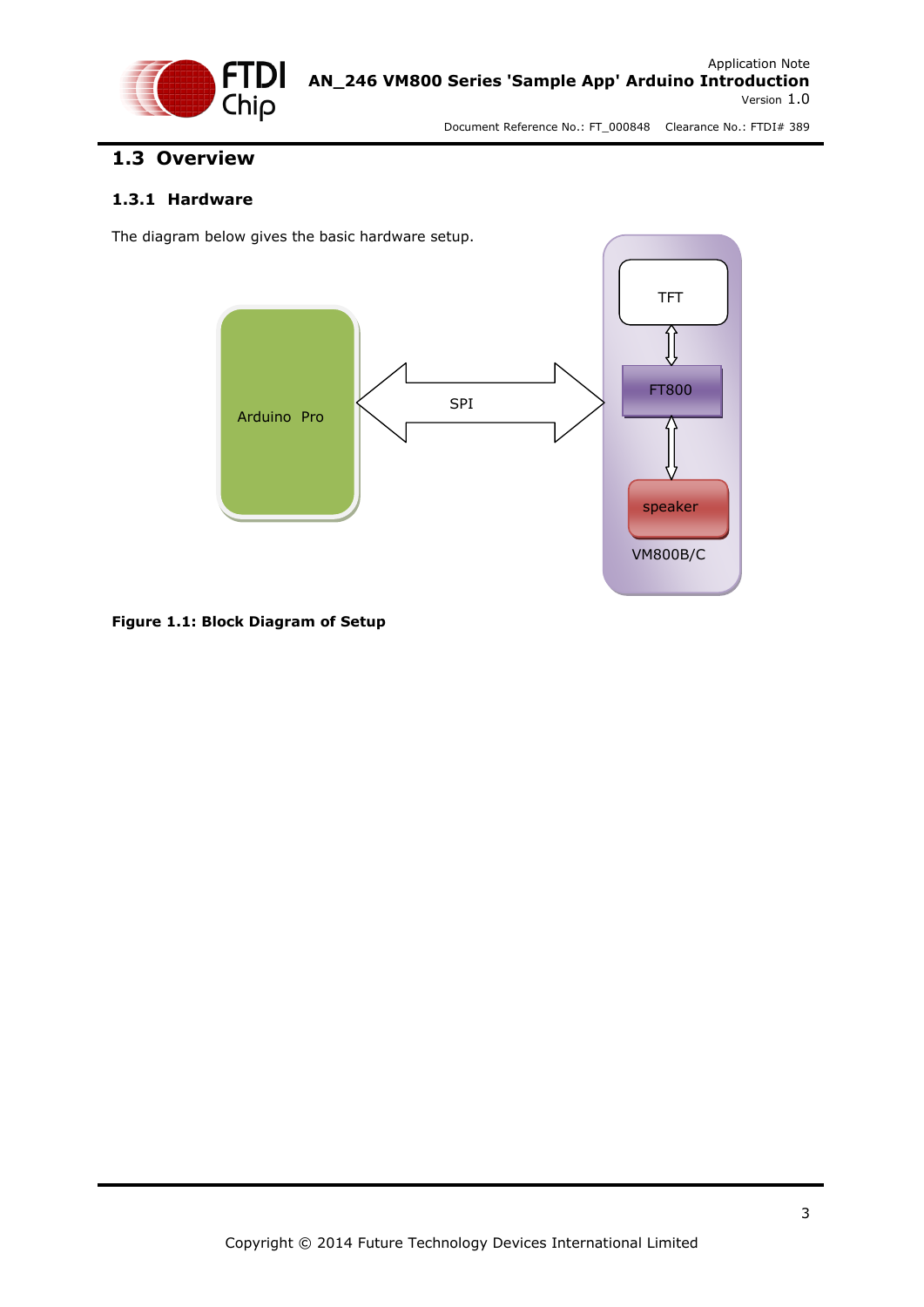## 1.3 Overview

### 1.3.1 Hardware

The diagram below gives the basic hardware setup.

**Figure 1.1: Block Diagram of Setup**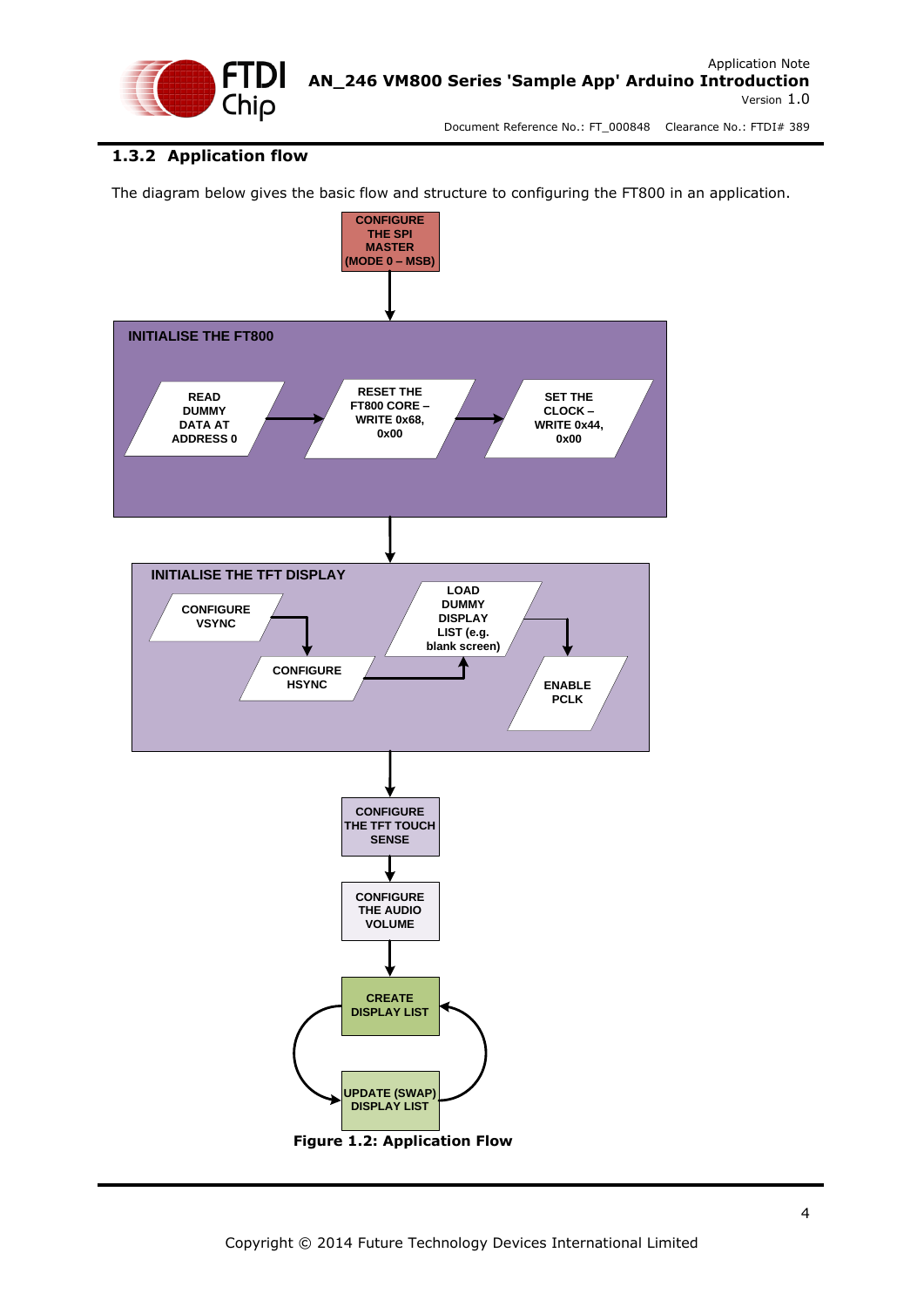### 1.3.2 Application flow

The diagram below gives the basic flow and structure to configuring the FT800 in an application.

CONFIGURE THE SPI MASTER (MODE 0 – MSB)

INITIALISE THE FT800

READ DUMMY DATA AT ADDRESS 0

RESET THE FT800 CORE – WRITE 0x68, 0x00

SET THE CLOCK – WRITE 0x44, 0x00

INITIALISE THE TFT DISPLAY

CONFIGURE VSYNC

CONFIGURE HSYNC

LOAD DUMMY DISPLAY LIST (e.g. blank screen)

ENABLE PCLK

CONFIGURE THE TFT TOUCH SENSE

CONFIGURE THE AUDIO VOLUME

CREATE DISPLAY LIST

UPDATE (SWAP) DISPLAY LIST

**Figure 1.2: Application Flow**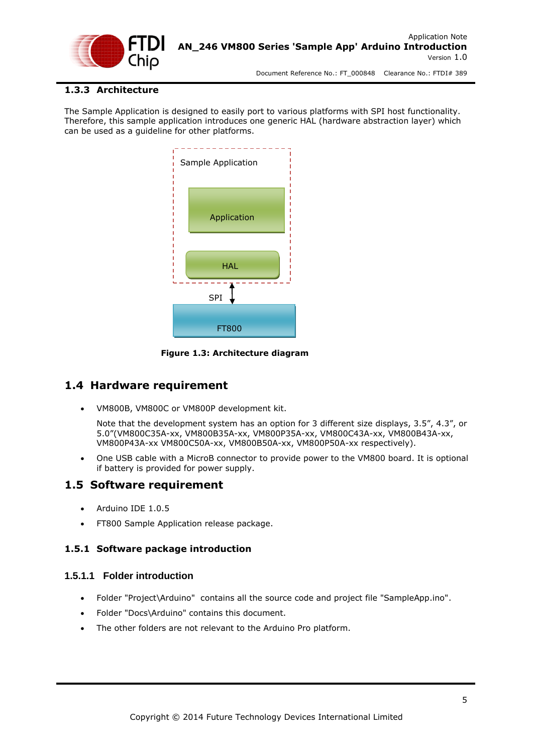### 1.3.3 Architecture

The Sample Application is designed to easily port to various platforms with SPI host functionality. Therefore, this sample application introduces one generic HAL (hardware abstraction layer) which can be used as a guideline for other platforms.

**Figure 1.3: Architecture diagram**

## 1.4 Hardware requirement

- VM800B, VM800C or VM800P development kit.

  Note that the development system has an option for 3 different size displays, 3.5", 4.3", or 5.0"(VM800C35A-xx, VM800B35A-xx, VM800P35A-xx, VM800C43A-xx, VM800B43A-xx, VM800P43A-xx VM800C50A-xx, VM800B50A-xx, VM800P50A-xx respectively).

- One USB cable with a MicroB connector to provide power to the VM800 board. It is optional if battery is provided for power supply.

## 1.5 Software requirement

- Arduino IDE 1.0.5
- FT800 Sample Application release package.

### 1.5.1 Software package introduction

#### 1.5.1.1 Folder introduction

- Folder "Project\Arduino" contains all the source code and project file "SampleApp.ino".
- Folder "Docs\Arduino" contains this document.
- The other folders are not relevant to the Arduino Pro platform.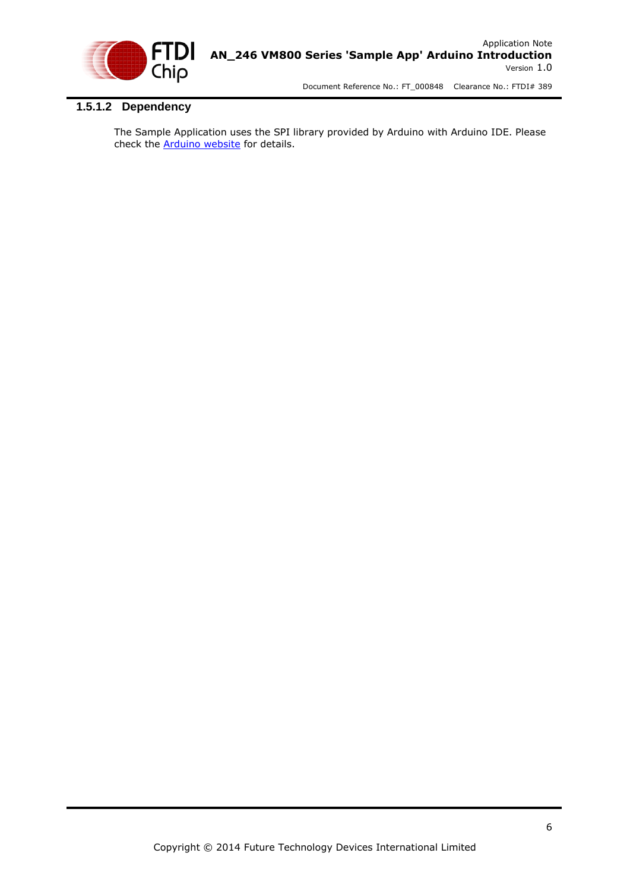#### 1.5.1.2 Dependency

The Sample Application uses the SPI library provided by Arduino with Arduino IDE. Please check the Arduino website for details.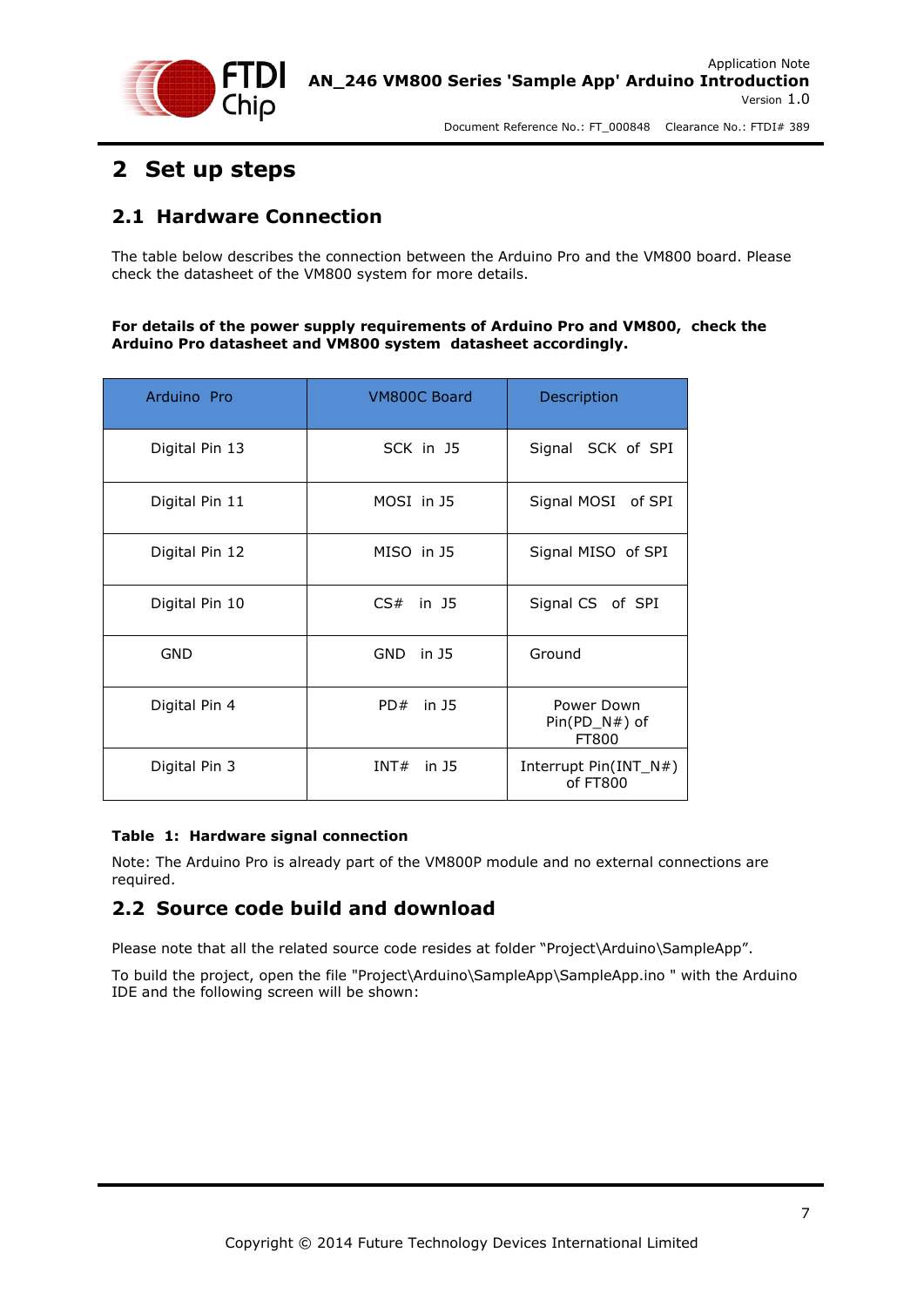# 2 Set up steps

## 2.1 Hardware Connection

The table below describes the connection between the Arduino Pro and the VM800 board. Please check the datasheet of the VM800 system for more details.

**For details of the power supply requirements of Arduino Pro and VM800, check the Arduino Pro datasheet and VM800 system datasheet accordingly.**

| Arduino Pro | VM800C Board | Description |
|---|---|---|
| Digital Pin 13 | SCK in J5 | Signal SCK of SPI |
| Digital Pin 11 | MOSI in J5 | Signal MOSI of SPI |
| Digital Pin 12 | MISO in J5 | Signal MISO of SPI |
| Digital Pin 10 | CS# in J5 | Signal CS of SPI |
| GND | GND in J5 | Ground |
| Digital Pin 4 | PD# in J5 | Power Down Pin(PD_N#) of FT800 |
| Digital Pin 3 | INT# in J5 | Interrupt Pin(INT_N#) of FT800 |

**Table 1: Hardware signal connection**

Note: The Arduino Pro is already part of the VM800P module and no external connections are required.

## 2.2 Source code build and download

Please note that all the related source code resides at folder "Project\Arduino\SampleApp".

To build the project, open the file "Project\Arduino\SampleApp\SampleApp.ino " with the Arduino IDE and the following screen will be shown: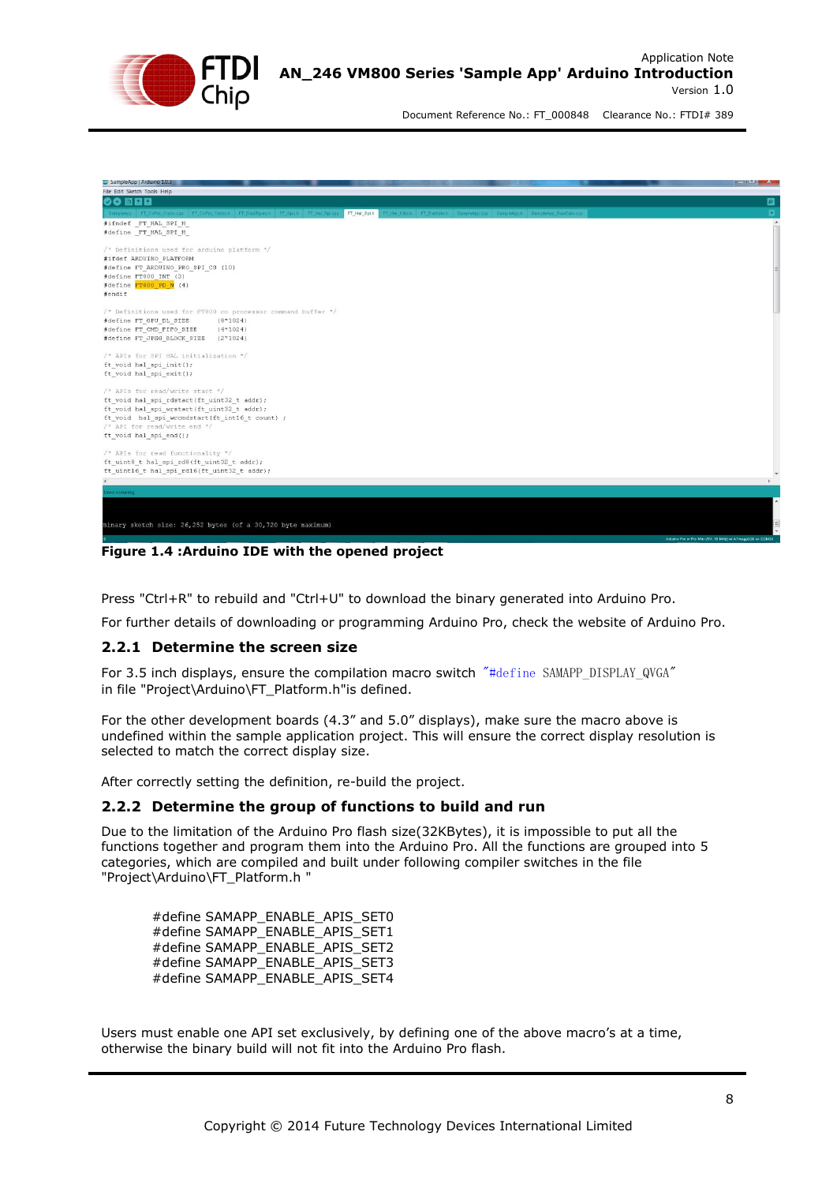Figure 1.4 :Arduino IDE with the opened project

Press "Ctrl+R" to rebuild and "Ctrl+U" to download the binary generated into Arduino Pro.

For further details of downloading or programming Arduino Pro, check the website of Arduino Pro.

### 2.2.1 Determine the screen size

For 3.5 inch displays, ensure the compilation macro switch "#define SAMAPP_DISPLAY_QVGA" in file "Project\Arduino\FT_Platform.h"is defined.

For the other development boards (4.3" and 5.0" displays), make sure the macro above is undefined within the sample application project. This will ensure the correct display resolution is selected to match the correct display size.

After correctly setting the definition, re-build the project.

### 2.2.2 Determine the group of functions to build and run

Due to the limitation of the Arduino Pro flash size(32KBytes), it is impossible to put all the functions together and program them into the Arduino Pro. All the functions are grouped into 5 categories, which are compiled and built under following compiler switches in the file "Project\Arduino\FT_Platform.h "

```
#define SAMAPP_ENABLE_APIS_SET0
#define SAMAPP_ENABLE_APIS_SET1
#define SAMAPP_ENABLE_APIS_SET2
#define SAMAPP_ENABLE_APIS_SET3
#define SAMAPP_ENABLE_APIS_SET4
```

Users must enable one API set exclusively, by defining one of the above macro's at a time, otherwise the binary build will not fit into the Arduino Pro flash.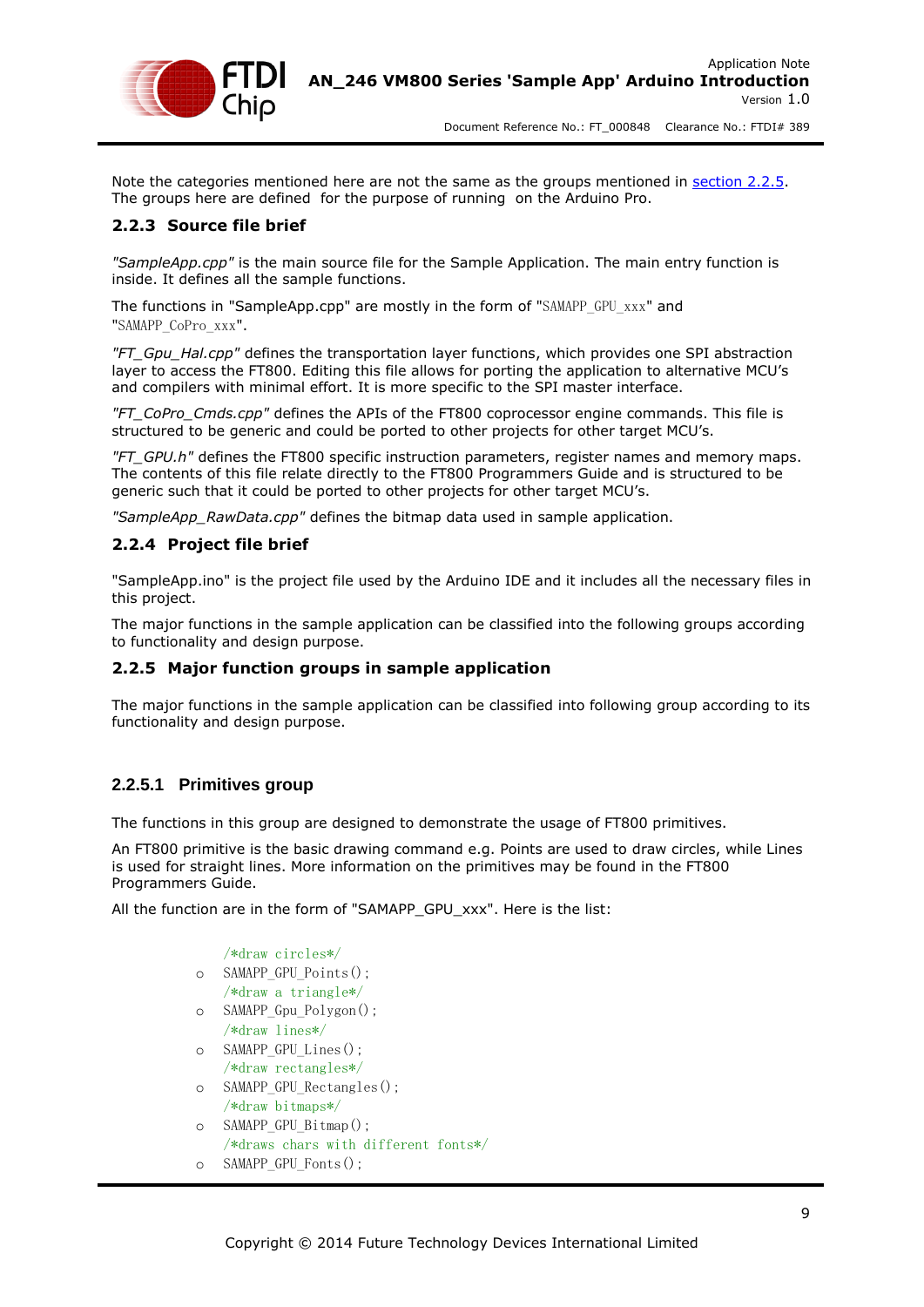Note the categories mentioned here are not the same as the groups mentioned in section 2.2.5. The groups here are defined for the purpose of running on the Arduino Pro.

### 2.2.3 Source file brief

*"SampleApp.cpp"* is the main source file for the Sample Application. The main entry function is inside. It defines all the sample functions.

The functions in "SampleApp.cpp" are mostly in the form of "SAMAPP_GPU_xxx" and "SAMAPP_CoPro_xxx".

*"FT_Gpu_Hal.cpp"* defines the transportation layer functions, which provides one SPI abstraction layer to access the FT800. Editing this file allows for porting the application to alternative MCU's and compilers with minimal effort. It is more specific to the SPI master interface.

*"FT_CoPro_Cmds.cpp"* defines the APIs of the FT800 coprocessor engine commands. This file is structured to be generic and could be ported to other projects for other target MCU's.

*"FT_GPU.h"* defines the FT800 specific instruction parameters, register names and memory maps. The contents of this file relate directly to the FT800 Programmers Guide and is structured to be generic such that it could be ported to other projects for other target MCU's.

*"SampleApp_RawData.cpp"* defines the bitmap data used in sample application.

### 2.2.4 Project file brief

"SampleApp.ino" is the project file used by the Arduino IDE and it includes all the necessary files in this project.

The major functions in the sample application can be classified into the following groups according to functionality and design purpose.

### 2.2.5 Major function groups in sample application

The major functions in the sample application can be classified into following group according to its functionality and design purpose.

#### 2.2.5.1 Primitives group

The functions in this group are designed to demonstrate the usage of FT800 primitives.

An FT800 primitive is the basic drawing command e.g. Points are used to draw circles, while Lines is used for straight lines. More information on the primitives may be found in the FT800 Programmers Guide.

All the function are in the form of "SAMAPP_GPU_xxx". Here is the list:

```
/*draw circles*/
```
- `SAMAPP_GPU_Points();`

```
/*draw a triangle*/
```
- `SAMAPP_Gpu_Polygon();`

```
/*draw lines*/
```
- `SAMAPP_GPU_Lines();`

```
/*draw rectangles*/
```
- `SAMAPP_GPU_Rectangles();`

```
/*draw bitmaps*/
```
- `SAMAPP_GPU_Bitmap();`

```
/*draws chars with different fonts*/
```
- `SAMAPP_GPU_Fonts();`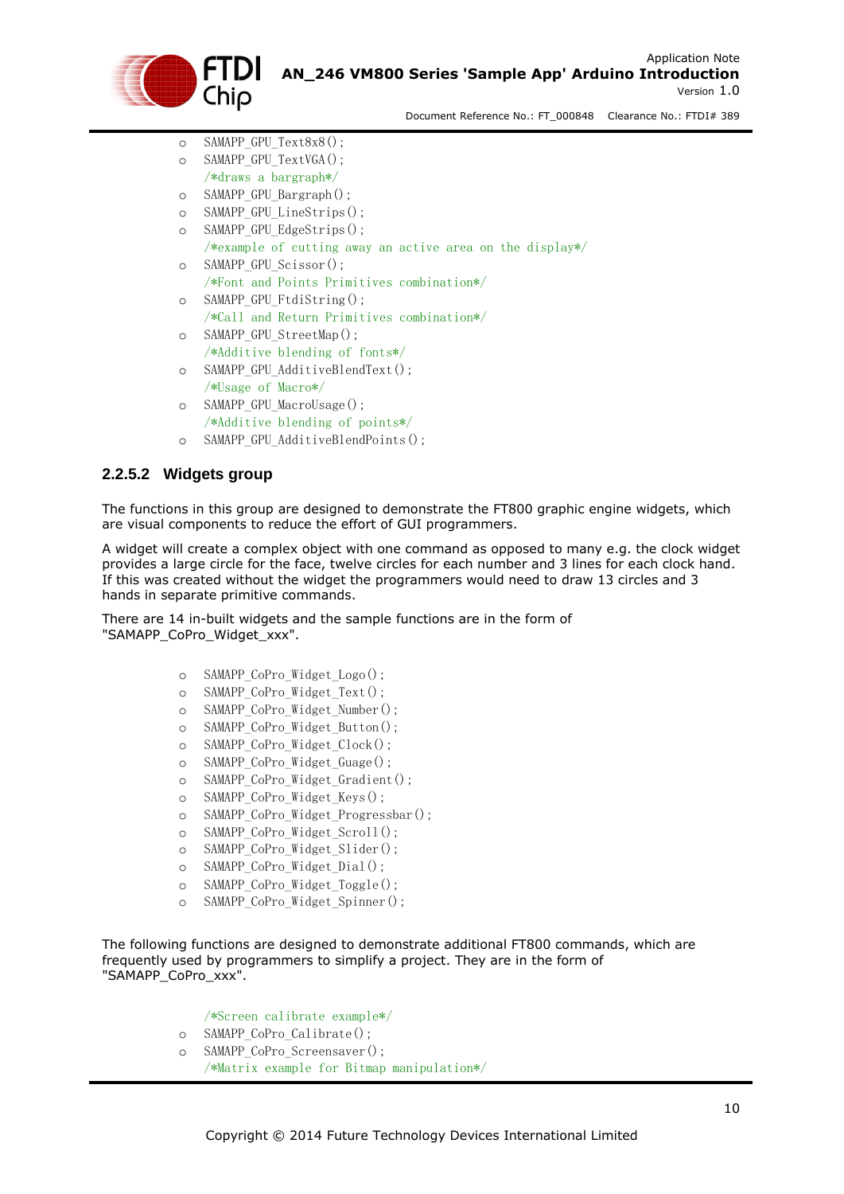- SAMAPP_GPU_Text8x8();
- SAMAPP_GPU_TextVGA();

  /*draws a bargraph*/
- SAMAPP_GPU_Bargraph();
- SAMAPP_GPU_LineStrips();
- SAMAPP_GPU_EdgeStrips();

  /*example of cutting away an active area on the display*/
- SAMAPP_GPU_Scissor();

  /*Font and Points Primitives combination*/
- SAMAPP_GPU_FtdiString();

  /*Call and Return Primitives combination*/
- SAMAPP_GPU_StreetMap();

  /*Additive blending of fonts*/
- SAMAPP_GPU_AdditiveBlendText();

  /*Usage of Macro*/
- SAMAPP_GPU_MacroUsage();

  /*Additive blending of points*/
- SAMAPP_GPU_AdditiveBlendPoints();

#### 2.2.5.2 Widgets group

The functions in this group are designed to demonstrate the FT800 graphic engine widgets, which are visual components to reduce the effort of GUI programmers.

A widget will create a complex object with one command as opposed to many e.g. the clock widget provides a large circle for the face, twelve circles for each number and 3 lines for each clock hand. If this was created without the widget the programmers would need to draw 13 circles and 3 hands in separate primitive commands.

There are 14 in-built widgets and the sample functions are in the form of "SAMAPP_CoPro_Widget_xxx".

- SAMAPP_CoPro_Widget_Logo();
- SAMAPP_CoPro_Widget_Text();
- SAMAPP_CoPro_Widget_Number();
- SAMAPP_CoPro_Widget_Button();
- SAMAPP_CoPro_Widget_Clock();
- SAMAPP_CoPro_Widget_Guage();
- SAMAPP_CoPro_Widget_Gradient();
- SAMAPP_CoPro_Widget_Keys();
- SAMAPP_CoPro_Widget_Progressbar();
- SAMAPP_CoPro_Widget_Scroll();
- SAMAPP_CoPro_Widget_Slider();
- SAMAPP_CoPro_Widget_Dial();
- SAMAPP_CoPro_Widget_Toggle();
- SAMAPP_CoPro_Widget_Spinner();

The following functions are designed to demonstrate additional FT800 commands, which are frequently used by programmers to simplify a project. They are in the form of "SAMAPP_CoPro_xxx".

  /*Screen calibrate example*/
- SAMAPP_CoPro_Calibrate();
- SAMAPP_CoPro_Screensaver();

  /*Matrix example for Bitmap manipulation*/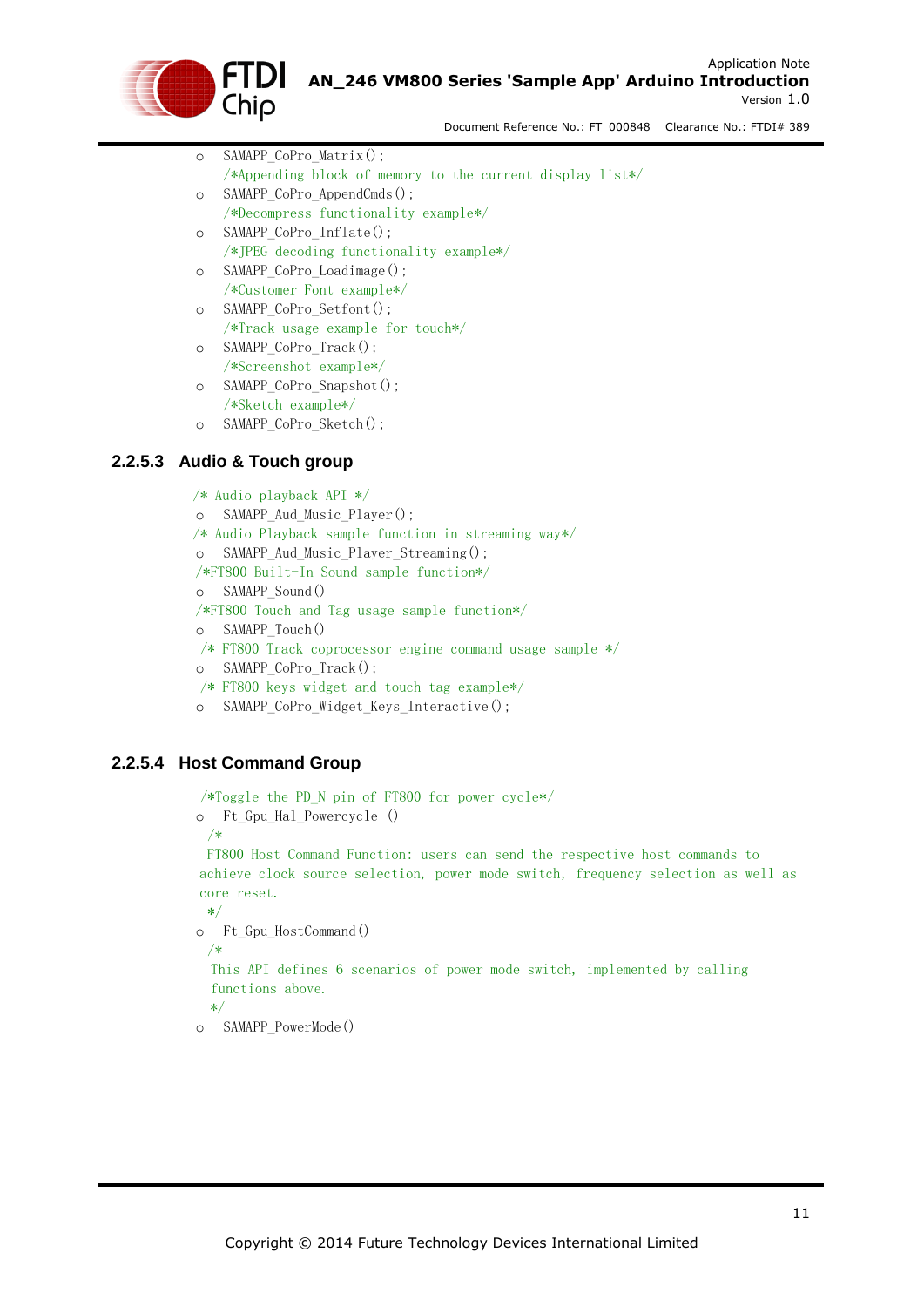- SAMAPP_CoPro_Matrix();
  /*Appending block of memory to the current display list*/
- SAMAPP_CoPro_AppendCmds();
  /*Decompress functionality example*/
- SAMAPP_CoPro_Inflate();
  /*JPEG decoding functionality example*/
- SAMAPP_CoPro_Loadimage();
  /*Customer Font example*/
- SAMAPP_CoPro_Setfont();
  /*Track usage example for touch*/
- SAMAPP_CoPro_Track();
  /*Screenshot example*/
- SAMAPP_CoPro_Snapshot();
  /*Sketch example*/
- SAMAPP_CoPro_Sketch();

### 2.2.5.3 Audio & Touch group

/* Audio playback API */
- SAMAPP_Aud_Music_Player();

/* Audio Playback sample function in streaming way*/
- SAMAPP_Aud_Music_Player_Streaming();

/*FT800 Built-In Sound sample function*/
- SAMAPP_Sound()

/*FT800 Touch and Tag usage sample function*/
- SAMAPP_Touch()

/* FT800 Track coprocessor engine command usage sample */
- SAMAPP_CoPro_Track();

/* FT800 keys widget and touch tag example*/
- SAMAPP_CoPro_Widget_Keys_Interactive();

### 2.2.5.4 Host Command Group

/*Toggle the PD_N pin of FT800 for power cycle*/
- Ft_Gpu_Hal_Powercycle ()

/*
FT800 Host Command Function: users can send the respective host commands to achieve clock source selection, power mode switch, frequency selection as well as core reset.
*/
- Ft_Gpu_HostCommand()

/*
This API defines 6 scenarios of power mode switch, implemented by calling functions above.
*/
- SAMAPP_PowerMode()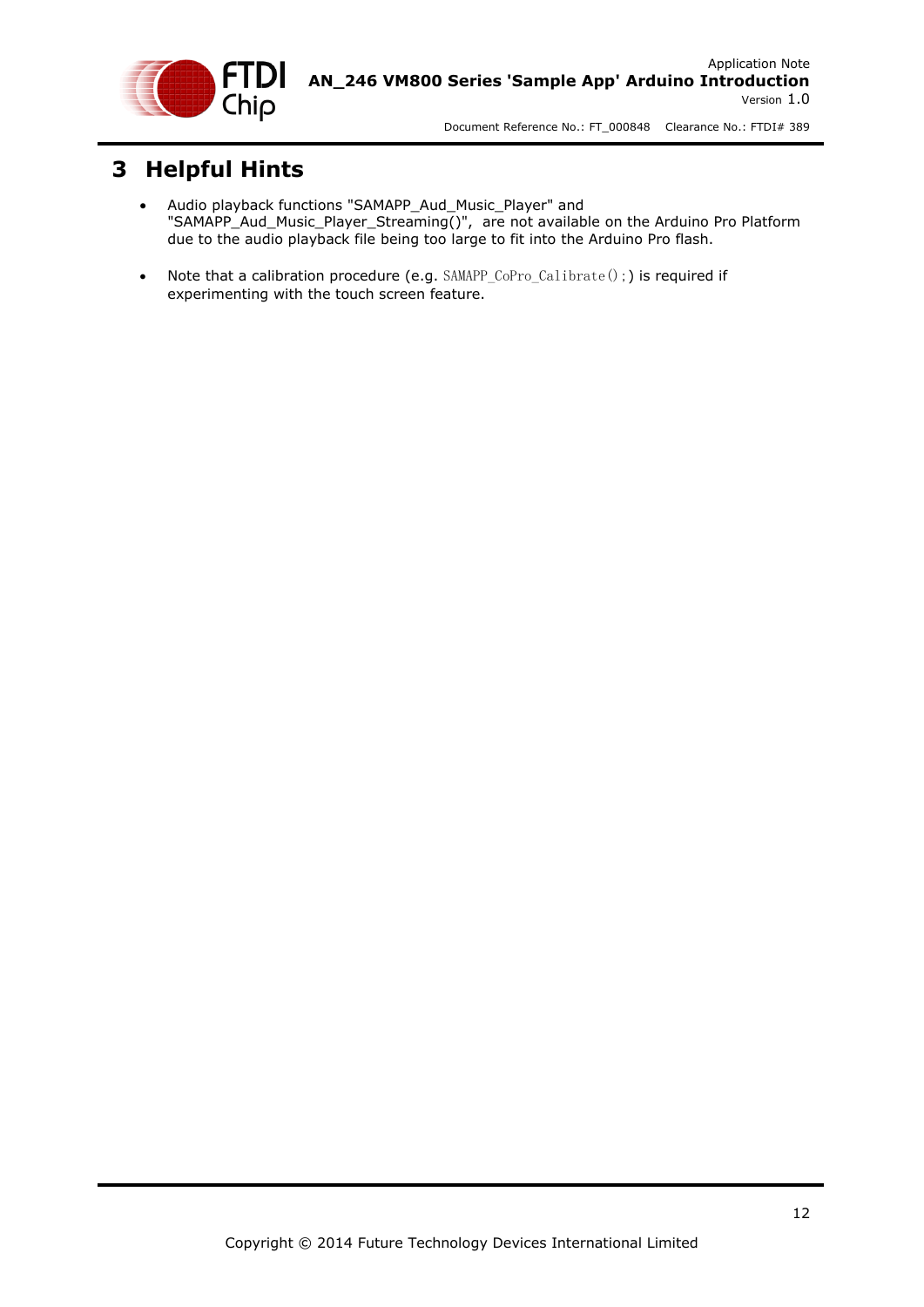# 3 Helpful Hints

- Audio playback functions "SAMAPP_Aud_Music_Player" and "SAMAPP_Aud_Music_Player_Streaming()", are not available on the Arduino Pro Platform due to the audio playback file being too large to fit into the Arduino Pro flash.

- Note that a calibration procedure (e.g. `SAMAPP_CoPro_Calibrate();`) is required if experimenting with the touch screen feature.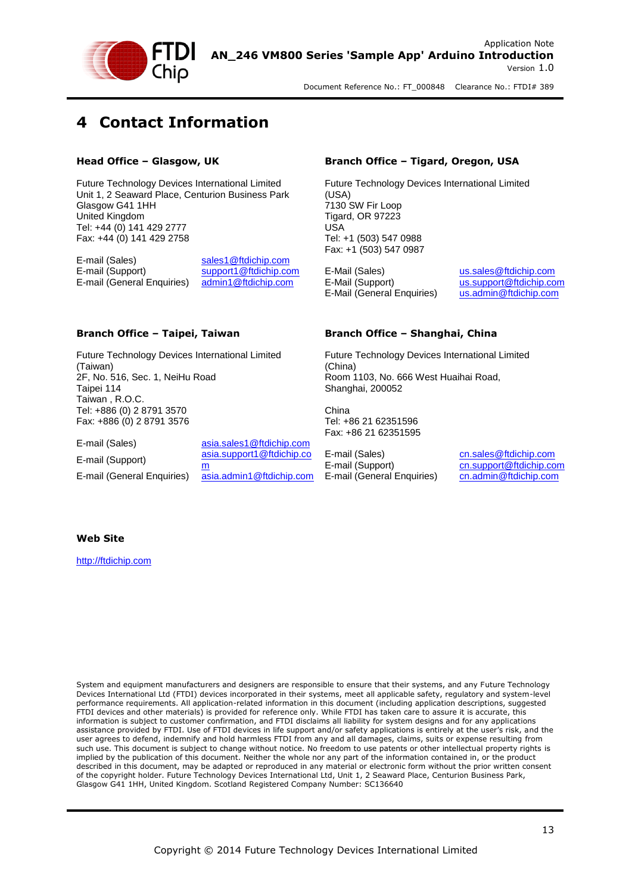# 4 Contact Information

### Head Office – Glasgow, UK

Future Technology Devices International Limited
Unit 1, 2 Seaward Place, Centurion Business Park
Glasgow G41 1HH
United Kingdom
Tel: +44 (0) 141 429 2777
Fax: +44 (0) 141 429 2758

| | |
|---|---|
| E-mail (Sales) | sales1@ftdichip.com |
| E-mail (Support) | support1@ftdichip.com |
| E-mail (General Enquiries) | admin1@ftdichip.com |

### Branch Office – Tigard, Oregon, USA

Future Technology Devices International Limited (USA)
7130 SW Fir Loop
Tigard, OR 97223
USA
Tel: +1 (503) 547 0988
Fax: +1 (503) 547 0987

| | |
|---|---|
| E-Mail (Sales) | us.sales@ftdichip.com |
| E-Mail (Support) | us.support@ftdichip.com |
| E-Mail (General Enquiries) | us.admin@ftdichip.com |

### Branch Office – Taipei, Taiwan

Future Technology Devices International Limited (Taiwan)
2F, No. 516, Sec. 1, NeiHu Road
Taipei 114
Taiwan , R.O.C.
Tel: +886 (0) 2 8791 3570
Fax: +886 (0) 2 8791 3576

| | |
|---|---|
| E-mail (Sales) | asia.sales1@ftdichip.com |
| E-mail (Support) | asia.support1@ftdichip.com |
| E-mail (General Enquiries) | asia.admin1@ftdichip.com |

### Branch Office – Shanghai, China

Future Technology Devices International Limited (China)
Room 1103, No. 666 West Huaihai Road,
Shanghai, 200052

China
Tel: +86 21 62351596
Fax: +86 21 62351595

| | |
|---|---|
| E-mail (Sales) | cn.sales@ftdichip.com |
| E-mail (Support) | cn.support@ftdichip.com |
| E-mail (General Enquiries) | cn.admin@ftdichip.com |

### Web Site

http://ftdichip.com

System and equipment manufacturers and designers are responsible to ensure that their systems, and any Future Technology Devices International Ltd (FTDI) devices incorporated in their systems, meet all applicable safety, regulatory and system-level performance requirements. All application-related information in this document (including application descriptions, suggested FTDI devices and other materials) is provided for reference only. While FTDI has taken care to assure it is accurate, this information is subject to customer confirmation, and FTDI disclaims all liability for system designs and for any applications assistance provided by FTDI. Use of FTDI devices in life support and/or safety applications is entirely at the user's risk, and the user agrees to defend, indemnify and hold harmless FTDI from any and all damages, claims, suits or expense resulting from such use. This document is subject to change without notice. No freedom to use patents or other intellectual property rights is implied by the publication of this document. Neither the whole nor any part of the information contained in, or the product described in this document, may be adapted or reproduced in any material or electronic form without the prior written consent of the copyright holder. Future Technology Devices International Ltd, Unit 1, 2 Seaward Place, Centurion Business Park, Glasgow G41 1HH, United Kingdom. Scotland Registered Company Number: SC136640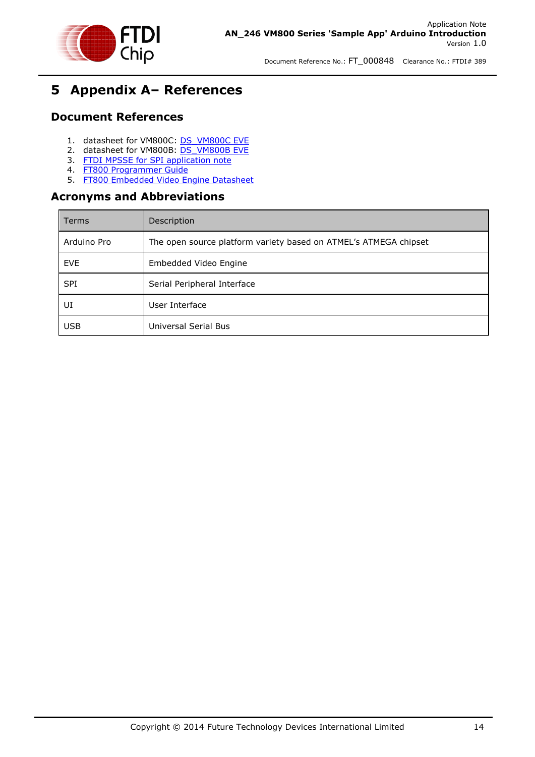# 5 Appendix A– References

## Document References

1. datasheet for VM800C: DS_VM800C EVE
2. datasheet for VM800B: DS_VM800B EVE
3. FTDI MPSSE for SPI application note
4. FT800 Programmer Guide
5. FT800 Embedded Video Engine Datasheet

## Acronyms and Abbreviations

| Terms | Description |
|---|---|
| Arduino Pro | The open source platform variety based on ATMEL's ATMEGA chipset |
| EVE | Embedded Video Engine |
| SPI | Serial Peripheral Interface |
| UI | User Interface |
| USB | Universal Serial Bus |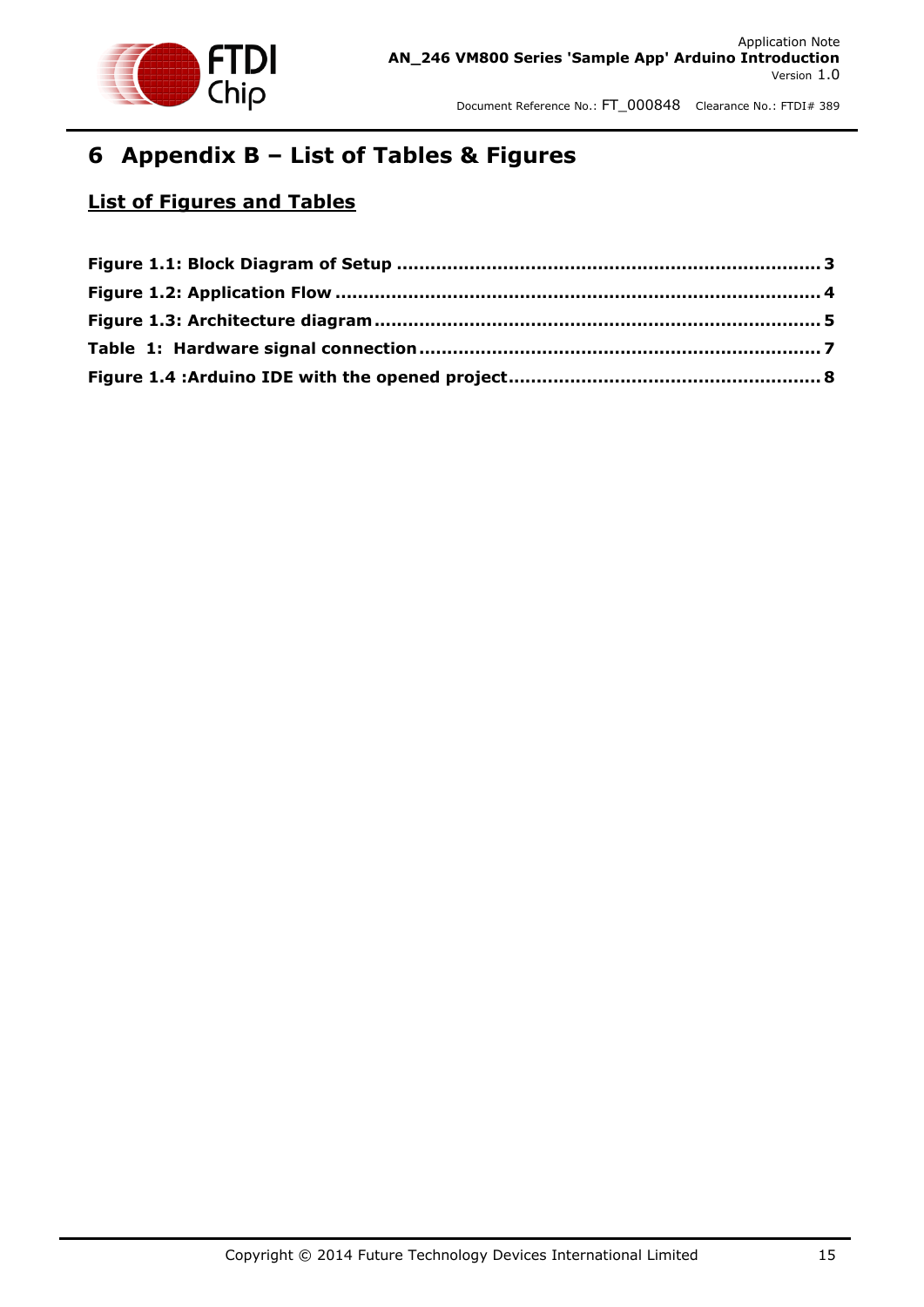# 6 Appendix B – List of Tables & Figures

## List of Figures and Tables

**Figure 1.1: Block Diagram of Setup ........................................................................ 3**

**Figure 1.2: Application Flow ................................................................................... 4**

**Figure 1.3: Architecture diagram ............................................................................ 5**

**Table 1: Hardware signal connection ..................................................................... 7**

**Figure 1.4 :Arduino IDE with the opened project ..................................................... 8**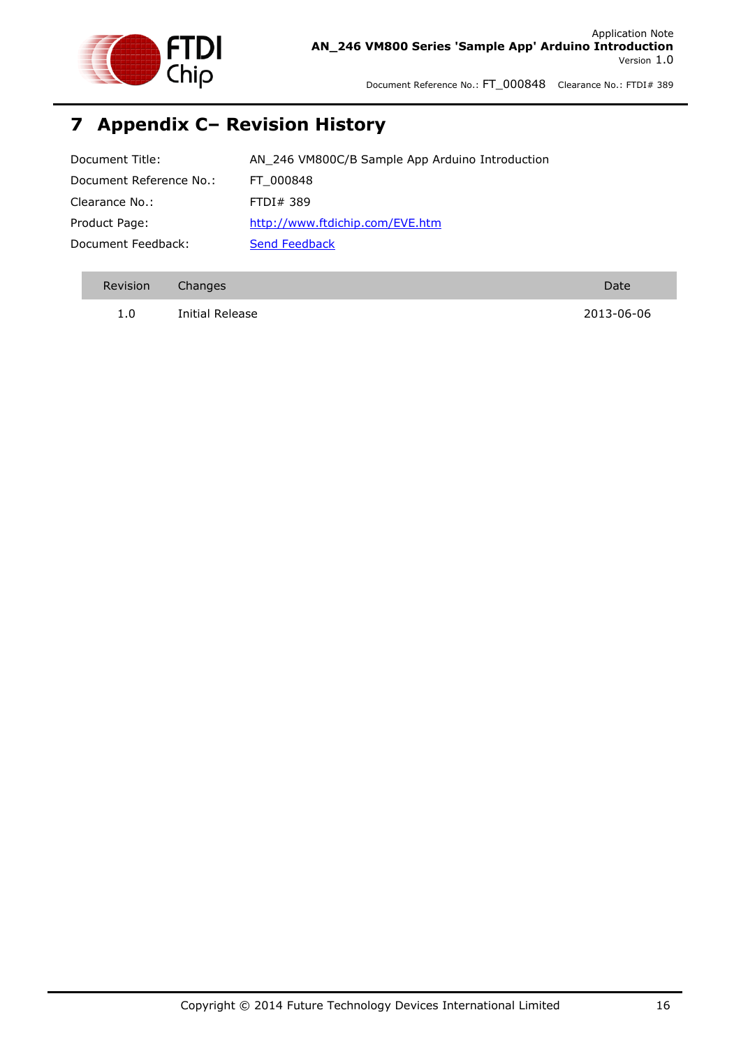# 7 Appendix C– Revision History

| | |
|---|---|
| Document Title: | AN_246 VM800C/B Sample App Arduino Introduction |
| Document Reference No.: | FT_000848 |
| Clearance No.: | FTDI# 389 |
| Product Page: | [http://www.ftdichip.com/EVE.htm](http://www.ftdichip.com/EVE.htm) |
| Document Feedback: | Send Feedback |

| Revision | Changes | Date |
|---|---|---|
| 1.0 | Initial Release | 2013-06-06 |